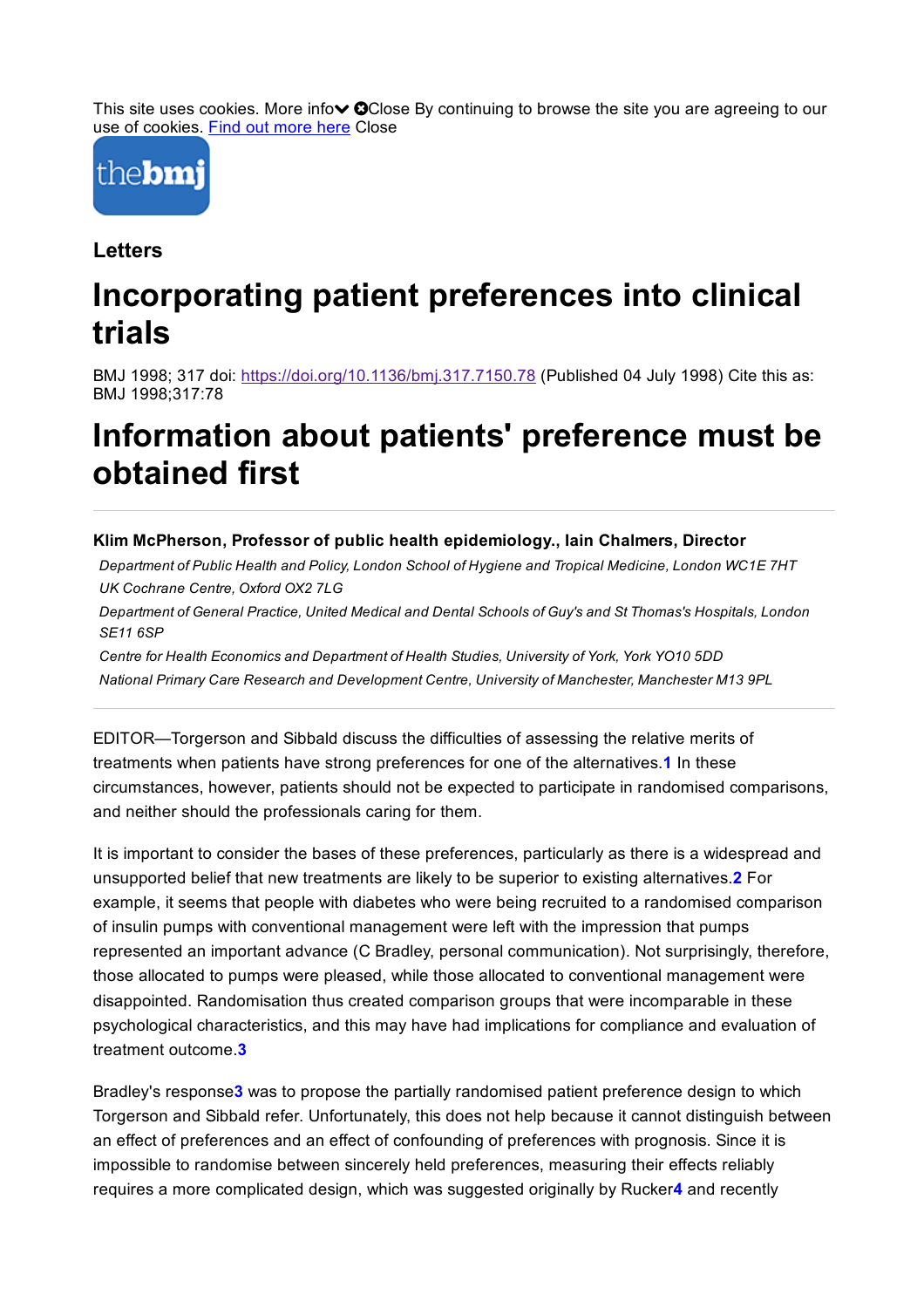This site uses cookies. More info Close By continuing to browse the site you are agreeing to our use of cookies. Find out more here Close

Letters

# Incorporating patient preferences into clinical trials

BMJ 1998; 317 doi: https://doi.org/10.1136/bmj.317.7150.78 (Published 04 July 1998) Cite this as: BMJ 1998;317:78

# Information about patients' preference must be obtained first

**Klim McPherson, Professor of public health epidemiology., Iain Chalmers, Director**

*Department of Public Health and Policy, London School of Hygiene and Tropical Medicine, London WC1E 7HT*

*UK Cochrane Centre, Oxford OX2 7LG*

*Department of General Practice, United Medical and Dental Schools of Guy's and St Thomas's Hospitals, London SE11 6SP*

*Centre for Health Economics and Department of Health Studies, University of York, York YO10 5DD*

*National Primary Care Research and Development Centre, University of Manchester, Manchester M13 9PL*

EDITOR—Torgerson and Sibbald discuss the difficulties of assessing the relative merits of treatments when patients have strong preferences for one of the alternatives.[1] In these circumstances, however, patients should not be expected to participate in randomised comparisons, and neither should the professionals caring for them.

It is important to consider the bases of these preferences, particularly as there is a widespread and unsupported belief that new treatments are likely to be superior to existing alternatives.[2] For example, it seems that people with diabetes who were being recruited to a randomised comparison of insulin pumps with conventional management were left with the impression that pumps represented an important advance (C Bradley, personal communication). Not surprisingly, therefore, those allocated to pumps were pleased, while those allocated to conventional management were disappointed. Randomisation thus created comparison groups that were incomparable in these psychological characteristics, and this may have had implications for compliance and evaluation of treatment outcome.[3]

Bradley's response[3] was to propose the partially randomised patient preference design to which Torgerson and Sibbald refer. Unfortunately, this does not help because it cannot distinguish between an effect of preferences and an effect of confounding of preferences with prognosis. Since it is impossible to randomise between sincerely held preferences, measuring their effects reliably requires a more complicated design, which was suggested originally by Rucker[4] and recently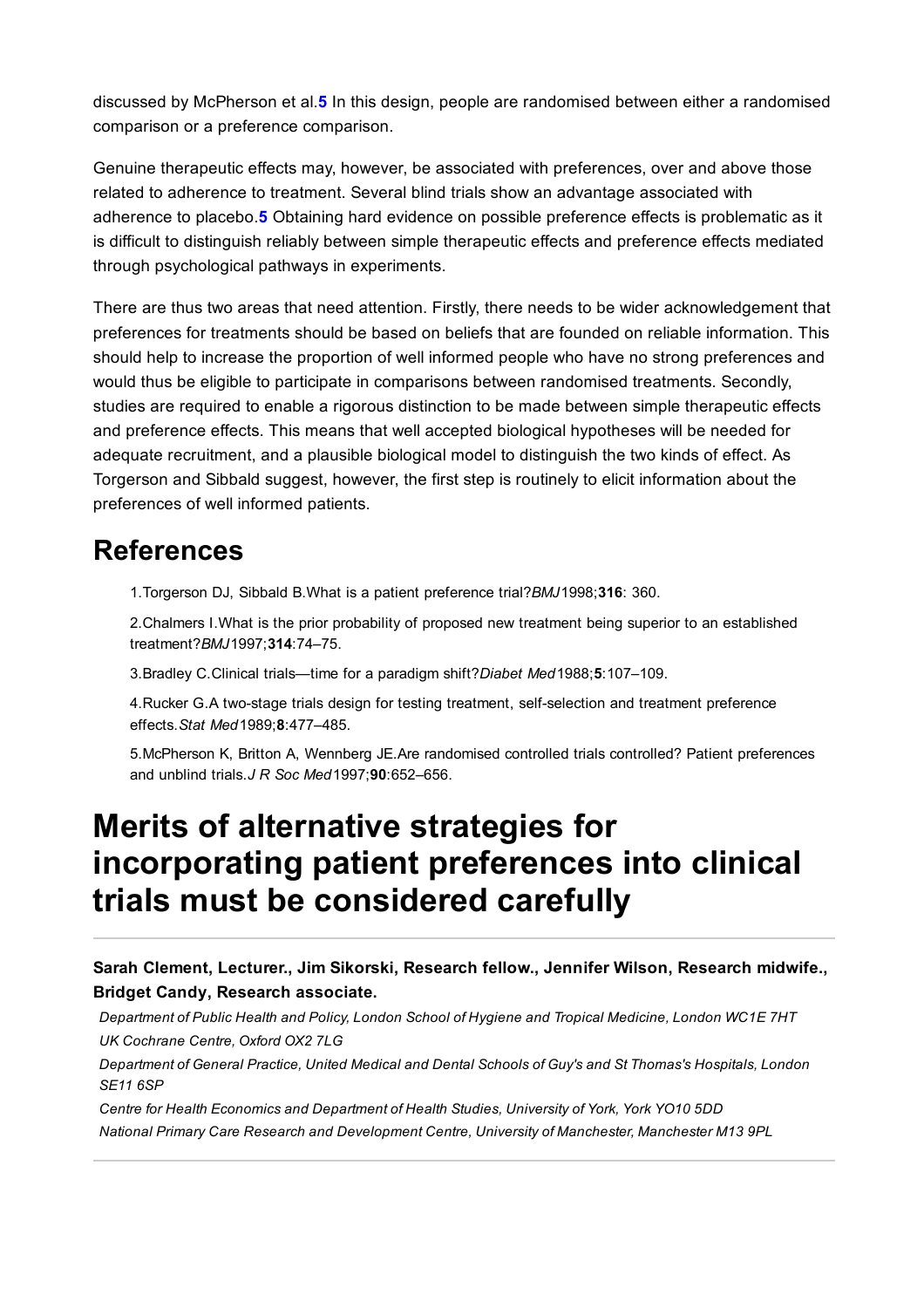discussed by McPherson et al.[5] In this design, people are randomised between either a randomised comparison or a preference comparison.

Genuine therapeutic effects may, however, be associated with preferences, over and above those related to adherence to treatment. Several blind trials show an advantage associated with adherence to placebo.[5] Obtaining hard evidence on possible preference effects is problematic as it is difficult to distinguish reliably between simple therapeutic effects and preference effects mediated through psychological pathways in experiments.

There are thus two areas that need attention. Firstly, there needs to be wider acknowledgement that preferences for treatments should be based on beliefs that are founded on reliable information. This should help to increase the proportion of well informed people who have no strong preferences and would thus be eligible to participate in comparisons between randomised treatments. Secondly, studies are required to enable a rigorous distinction to be made between simple therapeutic effects and preference effects. This means that well accepted biological hypotheses will be needed for adequate recruitment, and a plausible biological model to distinguish the two kinds of effect. As Torgerson and Sibbald suggest, however, the first step is routinely to elicit information about the preferences of well informed patients.

## References

1. Torgerson DJ, Sibbald B. What is a patient preference trial? *BMJ* 1998;**316**: 360.
2. Chalmers I. What is the prior probability of proposed new treatment being superior to an established treatment? *BMJ* 1997;**314**:74–75.
3. Bradley C. Clinical trials—time for a paradigm shift? *Diabet Med* 1988;**5**:107–109.
4. Rucker G. A two-stage trials design for testing treatment, self-selection and treatment preference effects. *Stat Med* 1989;**8**:477–485.
5. McPherson K, Britton A, Wennberg JE. Are randomised controlled trials controlled? Patient preferences and unblind trials. *J R Soc Med* 1997;**90**:652–656.

# Merits of alternative strategies for incorporating patient preferences into clinical trials must be considered carefully

**Sarah Clement, Lecturer., Jim Sikorski, Research fellow., Jennifer Wilson, Research midwife., Bridget Candy, Research associate.**

*Department of Public Health and Policy, London School of Hygiene and Tropical Medicine, London WC1E 7HT*
*UK Cochrane Centre, Oxford OX2 7LG*
*Department of General Practice, United Medical and Dental Schools of Guy's and St Thomas's Hospitals, London SE11 6SP*
*Centre for Health Economics and Department of Health Studies, University of York, York YO10 5DD*
*National Primary Care Research and Development Centre, University of Manchester, Manchester M13 9PL*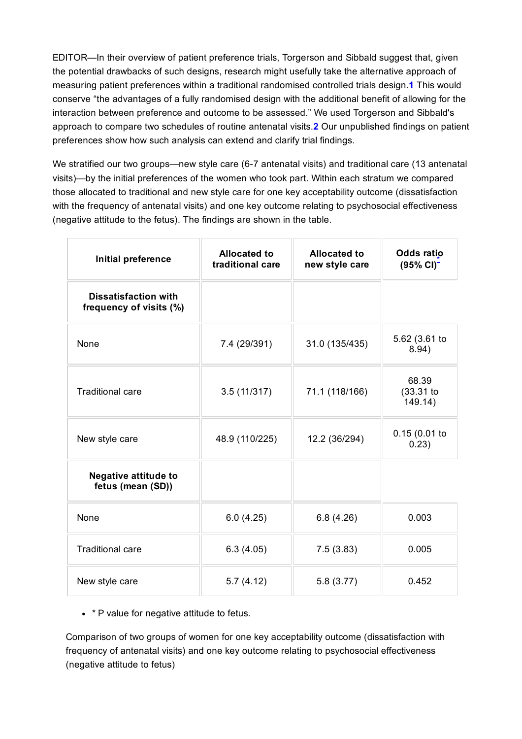EDITOR—In their overview of patient preference trials, Torgerson and Sibbald suggest that, given the potential drawbacks of such designs, research might usefully take the alternative approach of measuring patient preferences within a traditional randomised controlled trials design.[1] This would conserve "the advantages of a fully randomised design with the additional benefit of allowing for the interaction between preference and outcome to be assessed." We used Torgerson and Sibbald's approach to compare two schedules of routine antenatal visits.[2] Our unpublished findings on patient preferences show how such analysis can extend and clarify trial findings.

We stratified our two groups—new style care (6-7 antenatal visits) and traditional care (13 antenatal visits)—by the initial preferences of the women who took part. Within each stratum we compared those allocated to traditional and new style care for one key acceptability outcome (dissatisfaction with the frequency of antenatal visits) and one key outcome relating to psychosocial effectiveness (negative attitude to the fetus). The findings are shown in the table.

| Initial preference | Allocated to traditional care | Allocated to new style care | Odds ratio (95% CI)* |
| --- | --- | --- | --- |
| **Dissatisfaction with frequency of visits (%)** | | | |
| None | 7.4 (29/391) | 31.0 (135/435) | 5.62 (3.61 to 8.94) |
| Traditional care | 3.5 (11/317) | 71.1 (118/166) | 68.39 (33.31 to 149.14) |
| New style care | 48.9 (110/225) | 12.2 (36/294) | 0.15 (0.01 to 0.23) |
| **Negative attitude to fetus (mean (SD))** | | | |
| None | 6.0 (4.25) | 6.8 (4.26) | 0.003 |
| Traditional care | 6.3 (4.05) | 7.5 (3.83) | 0.005 |
| New style care | 5.7 (4.12) | 5.8 (3.77) | 0.452 |

- * P value for negative attitude to fetus.

Comparison of two groups of women for one key acceptability outcome (dissatisfaction with frequency of antenatal visits) and one key outcome relating to psychosocial effectiveness (negative attitude to fetus)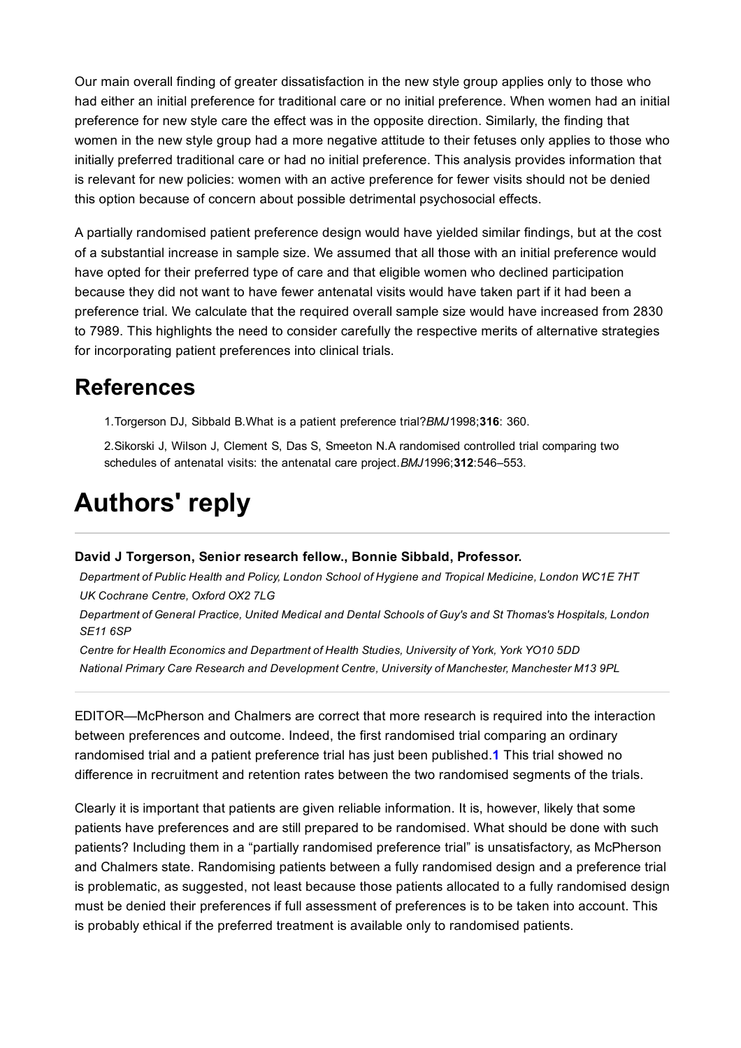Our main overall finding of greater dissatisfaction in the new style group applies only to those who had either an initial preference for traditional care or no initial preference. When women had an initial preference for new style care the effect was in the opposite direction. Similarly, the finding that women in the new style group had a more negative attitude to their fetuses only applies to those who initially preferred traditional care or had no initial preference. This analysis provides information that is relevant for new policies: women with an active preference for fewer visits should not be denied this option because of concern about possible detrimental psychosocial effects.

A partially randomised patient preference design would have yielded similar findings, but at the cost of a substantial increase in sample size. We assumed that all those with an initial preference would have opted for their preferred type of care and that eligible women who declined participation because they did not want to have fewer antenatal visits would have taken part if it had been a preference trial. We calculate that the required overall sample size would have increased from 2830 to 7989. This highlights the need to consider carefully the respective merits of alternative strategies for incorporating patient preferences into clinical trials.

## References

1. Torgerson DJ, Sibbald B. What is a patient preference trial? *BMJ* 1998;**316**: 360.
2. Sikorski J, Wilson J, Clement S, Das S, Smeeton N. A randomised controlled trial comparing two schedules of antenatal visits: the antenatal care project. *BMJ* 1996;**312**:546–553.

# Authors' reply

**David J Torgerson, Senior research fellow., Bonnie Sibbald, Professor.**

*Department of Public Health and Policy, London School of Hygiene and Tropical Medicine, London WC1E 7HT*
*UK Cochrane Centre, Oxford OX2 7LG*
*Department of General Practice, United Medical and Dental Schools of Guy's and St Thomas's Hospitals, London SE11 6SP*
*Centre for Health Economics and Department of Health Studies, University of York, York YO10 5DD*
*National Primary Care Research and Development Centre, University of Manchester, Manchester M13 9PL*

EDITOR—McPherson and Chalmers are correct that more research is required into the interaction between preferences and outcome. Indeed, the first randomised trial comparing an ordinary randomised trial and a patient preference trial has just been published.[1] This trial showed no difference in recruitment and retention rates between the two randomised segments of the trials.

Clearly it is important that patients are given reliable information. It is, however, likely that some patients have preferences and are still prepared to be randomised. What should be done with such patients? Including them in a "partially randomised preference trial" is unsatisfactory, as McPherson and Chalmers state. Randomising patients between a fully randomised design and a preference trial is problematic, as suggested, not least because those patients allocated to a fully randomised design must be denied their preferences if full assessment of preferences is to be taken into account. This is probably ethical if the preferred treatment is available only to randomised patients.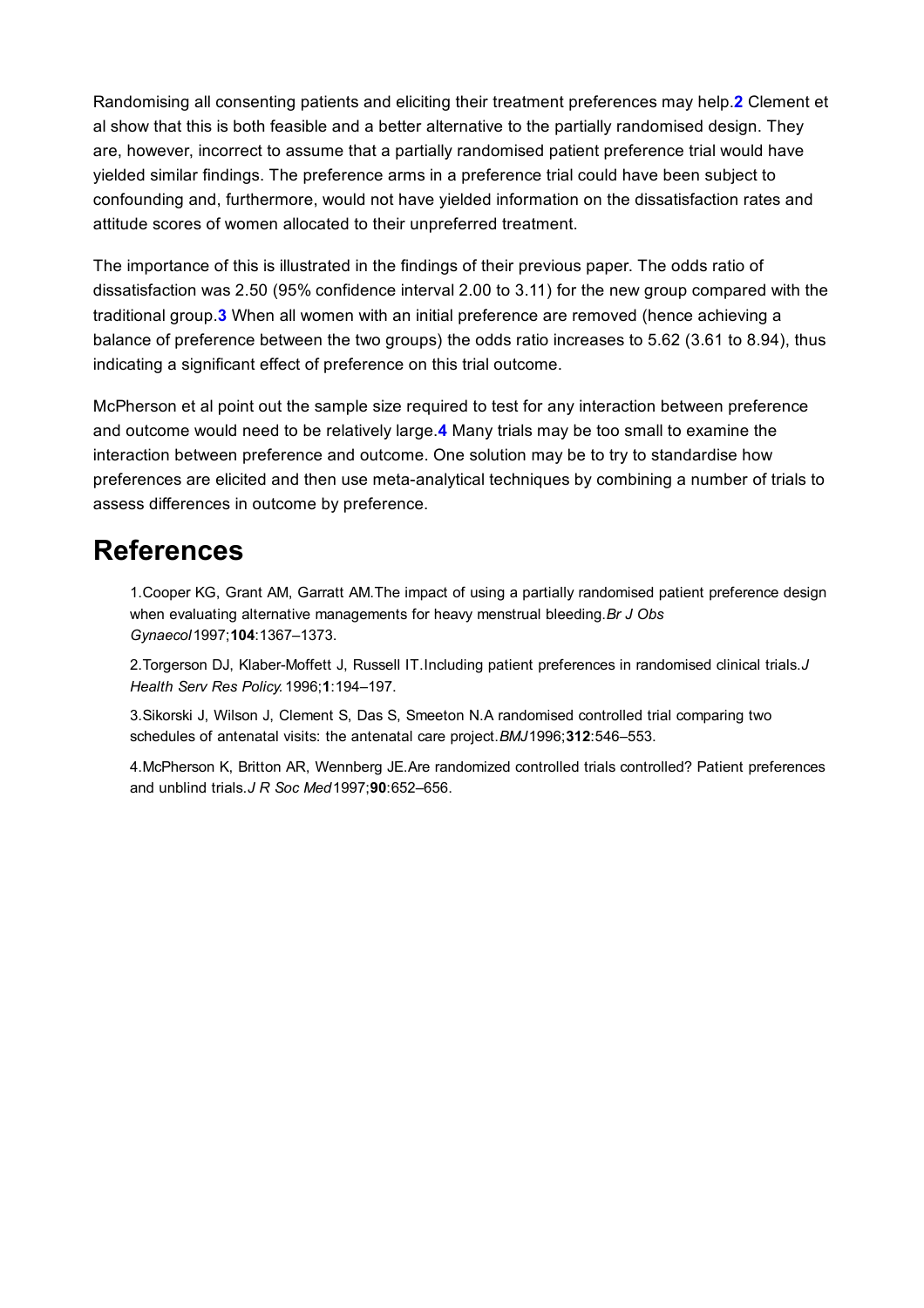Randomising all consenting patients and eliciting their treatment preferences may help.[2] Clement et al show that this is both feasible and a better alternative to the partially randomised design. They are, however, incorrect to assume that a partially randomised patient preference trial would have yielded similar findings. The preference arms in a preference trial could have been subject to confounding and, furthermore, would not have yielded information on the dissatisfaction rates and attitude scores of women allocated to their unpreferred treatment.

The importance of this is illustrated in the findings of their previous paper. The odds ratio of dissatisfaction was 2.50 (95% confidence interval 2.00 to 3.11) for the new group compared with the traditional group.[3] When all women with an initial preference are removed (hence achieving a balance of preference between the two groups) the odds ratio increases to 5.62 (3.61 to 8.94), thus indicating a significant effect of preference on this trial outcome.

McPherson et al point out the sample size required to test for any interaction between preference and outcome would need to be relatively large.[4] Many trials may be too small to examine the interaction between preference and outcome. One solution may be to try to standardise how preferences are elicited and then use meta-analytical techniques by combining a number of trials to assess differences in outcome by preference.

# References

1. Cooper KG, Grant AM, Garratt AM. The impact of using a partially randomised patient preference design when evaluating alternative managements for heavy menstrual bleeding. *Br J Obs Gynaecol* 1997;**104**:1367–1373.

2. Torgerson DJ, Klaber-Moffett J, Russell IT. Including patient preferences in randomised clinical trials. *J Health Serv Res Policy.* 1996;**1**:194–197.

3. Sikorski J, Wilson J, Clement S, Das S, Smeeton N. A randomised controlled trial comparing two schedules of antenatal visits: the antenatal care project. *BMJ* 1996;**312**:546–553.

4. McPherson K, Britton AR, Wennberg JE. Are randomized controlled trials controlled? Patient preferences and unblind trials. *J R Soc Med* 1997;**90**:652–656.